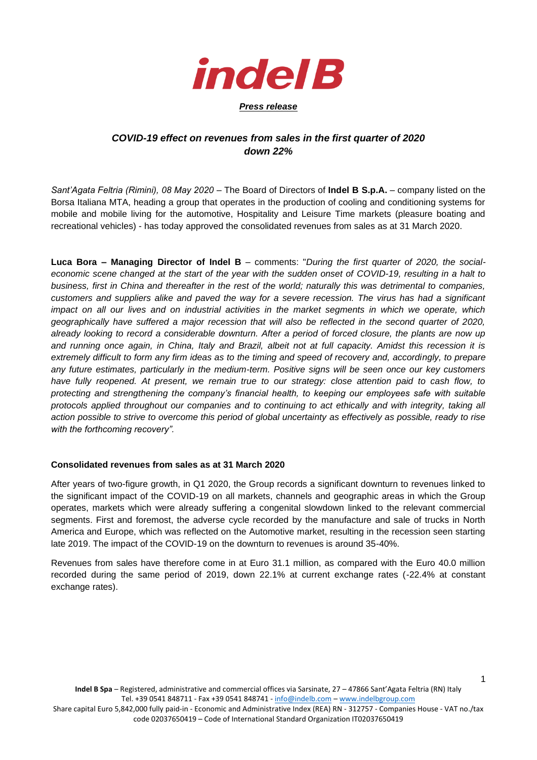*Press release*

## *COVID-19 effect on revenues from sales in the first quarter of 2020 down 22%*

*Sant'Agata Feltria (Rimini), 08 May 2020* – The Board of Directors of **Indel B S.p.A.** – company listed on the Borsa Italiana MTA, heading a group that operates in the production of cooling and conditioning systems for mobile and mobile living for the automotive, Hospitality and Leisure Time markets (pleasure boating and recreational vehicles) - has today approved the consolidated revenues from sales as at 31 March 2020.

**Luca Bora – Managing Director of Indel B** – comments: "*During the first quarter of 2020, the social-economic scene changed at the start of the year with the sudden onset of COVID-19, resulting in a halt to business, first in China and thereafter in the rest of the world; naturally this was detrimental to companies, customers and suppliers alike and paved the way for a severe recession. The virus has had a significant impact on all our lives and on industrial activities in the market segments in which we operate, which geographically have suffered a major recession that will also be reflected in the second quarter of 2020, already looking to record a considerable downturn. After a period of forced closure, the plants are now up and running once again, in China, Italy and Brazil, albeit not at full capacity. Amidst this recession it is extremely difficult to form any firm ideas as to the timing and speed of recovery and, accordingly, to prepare any future estimates, particularly in the medium-term. Positive signs will be seen once our key customers have fully reopened. At present, we remain true to our strategy: close attention paid to cash flow, to protecting and strengthening the company's financial health, to keeping our employees safe with suitable protocols applied throughout our companies and to continuing to act ethically and with integrity, taking all action possible to strive to overcome this period of global uncertainty as effectively as possible, ready to rise with the forthcoming recovery".*

### Consolidated revenues from sales as at 31 March 2020

After years of two-figure growth, in Q1 2020, the Group records a significant downturn to revenues linked to the significant impact of the COVID-19 on all markets, channels and geographic areas in which the Group operates, markets which were already suffering a congenital slowdown linked to the relevant commercial segments. First and foremost, the adverse cycle recorded by the manufacture and sale of trucks in North America and Europe, which was reflected on the Automotive market, resulting in the recession seen starting late 2019. The impact of the COVID-19 on the downturn to revenues is around 35-40%.

Revenues from sales have therefore come in at Euro 31.1 million, as compared with the Euro 40.0 million recorded during the same period of 2019, down 22.1% at current exchange rates (-22.4% at constant exchange rates).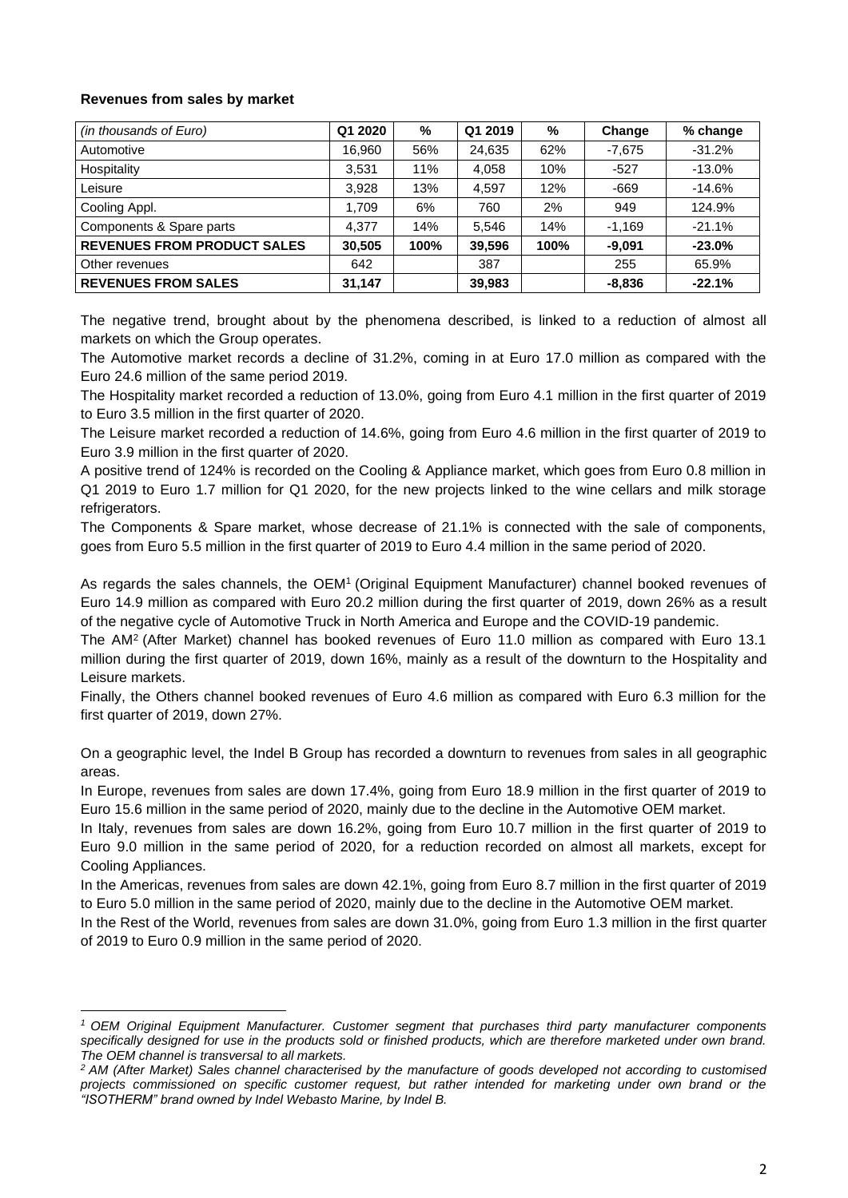**Revenues from sales by market**

| *(in thousands of Euro)* | Q1 2020 | % | Q1 2019 | % | Change | % change |
|---|---|---|---|---|---|---|
| Automotive | 16,960 | 56% | 24,635 | 62% | -7,675 | -31.2% |
| Hospitality | 3,531 | 11% | 4,058 | 10% | -527 | -13.0% |
| Leisure | 3,928 | 13% | 4,597 | 12% | -669 | -14.6% |
| Cooling Appl. | 1,709 | 6% | 760 | 2% | 949 | 124.9% |
| Components & Spare parts | 4,377 | 14% | 5,546 | 14% | -1,169 | -21.1% |
| **REVENUES FROM PRODUCT SALES** | **30,505** | **100%** | **39,596** | **100%** | **-9,091** | **-23.0%** |
| Other revenues | 642 | | 387 | | 255 | 65.9% |
| **REVENUES FROM SALES** | **31,147** | | **39,983** | | **-8,836** | **-22.1%** |

The negative trend, brought about by the phenomena described, is linked to a reduction of almost all markets on which the Group operates.

The Automotive market records a decline of 31.2%, coming in at Euro 17.0 million as compared with the Euro 24.6 million of the same period 2019.

The Hospitality market recorded a reduction of 13.0%, going from Euro 4.1 million in the first quarter of 2019 to Euro 3.5 million in the first quarter of 2020.

The Leisure market recorded a reduction of 14.6%, going from Euro 4.6 million in the first quarter of 2019 to Euro 3.9 million in the first quarter of 2020.

A positive trend of 124% is recorded on the Cooling & Appliance market, which goes from Euro 0.8 million in Q1 2019 to Euro 1.7 million for Q1 2020, for the new projects linked to the wine cellars and milk storage refrigerators.

The Components & Spare market, whose decrease of 21.1% is connected with the sale of components, goes from Euro 5.5 million in the first quarter of 2019 to Euro 4.4 million in the same period of 2020.

As regards the sales channels, the OEM[1] (Original Equipment Manufacturer) channel booked revenues of Euro 14.9 million as compared with Euro 20.2 million during the first quarter of 2019, down 26% as a result of the negative cycle of Automotive Truck in North America and Europe and the COVID-19 pandemic.

The AM[2] (After Market) channel has booked revenues of Euro 11.0 million as compared with Euro 13.1 million during the first quarter of 2019, down 16%, mainly as a result of the downturn to the Hospitality and Leisure markets.

Finally, the Others channel booked revenues of Euro 4.6 million as compared with Euro 6.3 million for the first quarter of 2019, down 27%.

On a geographic level, the Indel B Group has recorded a downturn to revenues from sales in all geographic areas.

In Europe, revenues from sales are down 17.4%, going from Euro 18.9 million in the first quarter of 2019 to Euro 15.6 million in the same period of 2020, mainly due to the decline in the Automotive OEM market.

In Italy, revenues from sales are down 16.2%, going from Euro 10.7 million in the first quarter of 2019 to Euro 9.0 million in the same period of 2020, for a reduction recorded on almost all markets, except for Cooling Appliances.

In the Americas, revenues from sales are down 42.1%, going from Euro 8.7 million in the first quarter of 2019 to Euro 5.0 million in the same period of 2020, mainly due to the decline in the Automotive OEM market.

In the Rest of the World, revenues from sales are down 31.0%, going from Euro 1.3 million in the first quarter of 2019 to Euro 0.9 million in the same period of 2020.

---

[1] *OEM Original Equipment Manufacturer. Customer segment that purchases third party manufacturer components specifically designed for use in the products sold or finished products, which are therefore marketed under own brand. The OEM channel is transversal to all markets.*

[2] *AM (After Market) Sales channel characterised by the manufacture of goods developed not according to customised projects commissioned on specific customer request, but rather intended for marketing under own brand or the "ISOTHERM" brand owned by Indel Webasto Marine, by Indel B.*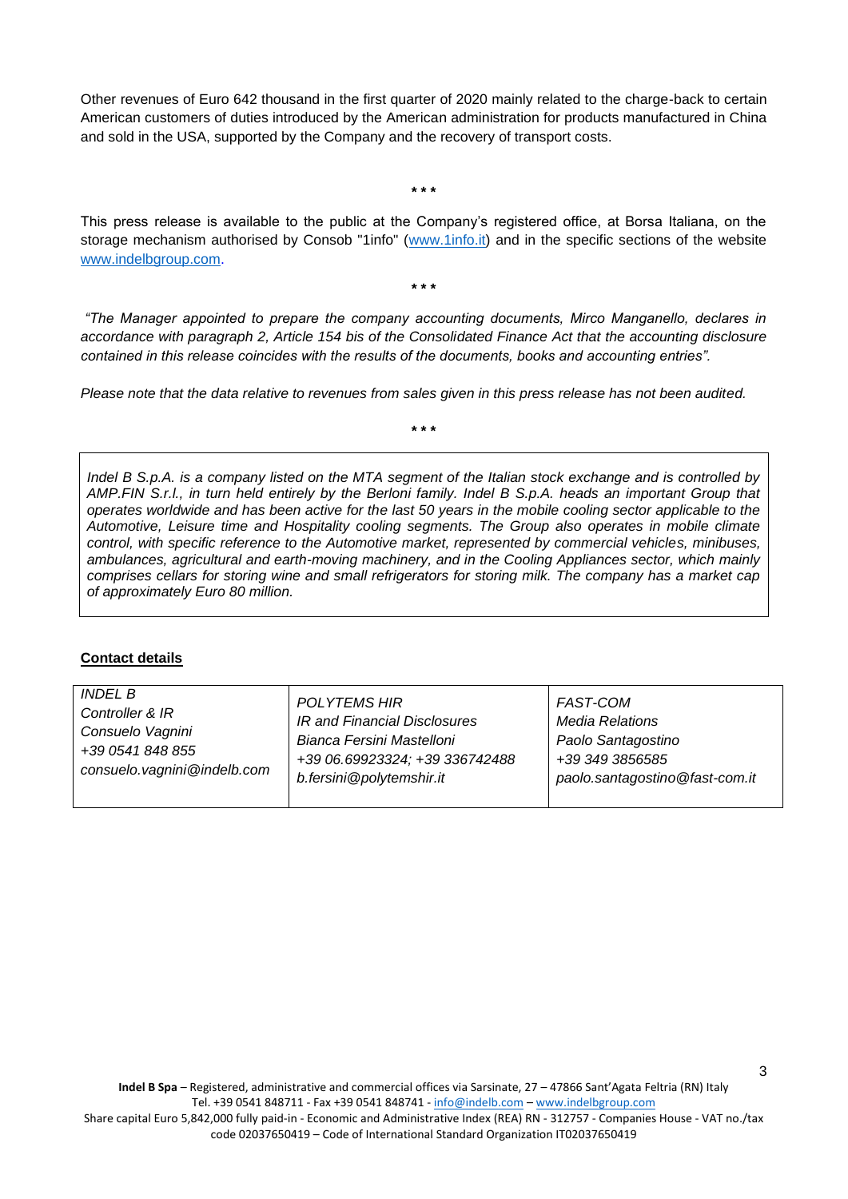Other revenues of Euro 642 thousand in the first quarter of 2020 mainly related to the charge-back to certain American customers of duties introduced by the American administration for products manufactured in China and sold in the USA, supported by the Company and the recovery of transport costs.

\* \* \*

This press release is available to the public at the Company's registered office, at Borsa Italiana, on the storage mechanism authorised by Consob "1info" (www.1info.it) and in the specific sections of the website www.indelbgroup.com.

\* \* \*

*"The Manager appointed to prepare the company accounting documents, Mirco Manganello, declares in accordance with paragraph 2, Article 154 bis of the Consolidated Finance Act that the accounting disclosure contained in this release coincides with the results of the documents, books and accounting entries".*

*Please note that the data relative to revenues from sales given in this press release has not been audited.*

\* \* \*

*Indel B S.p.A. is a company listed on the MTA segment of the Italian stock exchange and is controlled by AMP.FIN S.r.l., in turn held entirely by the Berloni family. Indel B S.p.A. heads an important Group that operates worldwide and has been active for the last 50 years in the mobile cooling sector applicable to the Automotive, Leisure time and Hospitality cooling segments. The Group also operates in mobile climate control, with specific reference to the Automotive market, represented by commercial vehicles, minibuses, ambulances, agricultural and earth-moving machinery, and in the Cooling Appliances sector, which mainly comprises cellars for storing wine and small refrigerators for storing milk. The company has a market cap of approximately Euro 80 million.*

**Contact details**

| | | |
|---|---|---|
| *INDEL B*<br>*Controller & IR*<br>*Consuelo Vagnini*<br>*+39 0541 848 855*<br>*consuelo.vagnini@indelb.com* | *POLYTEMS HIR*<br>*IR and Financial Disclosures*<br>*Bianca Fersini Mastelloni*<br>*+39 06.69923324; +39 336742488*<br>*b.fersini@polytemshir.it* | *FAST-COM*<br>*Media Relations*<br>*Paolo Santagostino*<br>*+39 349 3856585*<br>*paolo.santagostino@fast-com.it* |